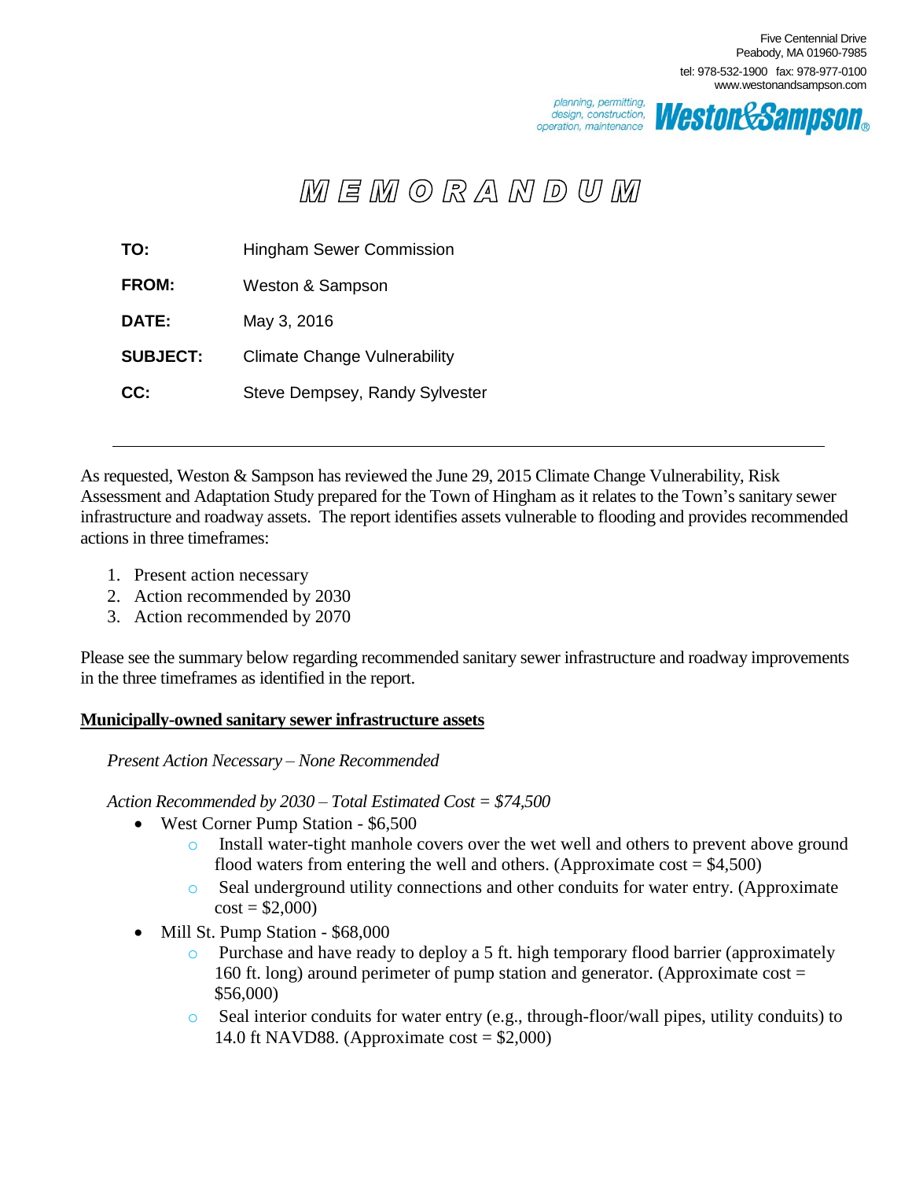Five Centennial Drive
Peabody, MA 01960-7985
tel: 978-532-1900 fax: 978-977-0100
www.westonandsampson.com

planning, permitting, design, construction, operation, maintenance

**Weston&Sampson**

# MEMORANDUM

**TO:** Hingham Sewer Commission

**FROM:** Weston & Sampson

**DATE:** May 3, 2016

**SUBJECT:** Climate Change Vulnerability

**CC:** Steve Dempsey, Randy Sylvester

---

As requested, Weston & Sampson has reviewed the June 29, 2015 Climate Change Vulnerability, Risk Assessment and Adaptation Study prepared for the Town of Hingham as it relates to the Town's sanitary sewer infrastructure and roadway assets. The report identifies assets vulnerable to flooding and provides recommended actions in three timeframes:

1. Present action necessary
2. Action recommended by 2030
3. Action recommended by 2070

Please see the summary below regarding recommended sanitary sewer infrastructure and roadway improvements in the three timeframes as identified in the report.

**Municipally-owned sanitary sewer infrastructure assets**

*Present Action Necessary – None Recommended*

*Action Recommended by 2030 – Total Estimated Cost = $74,500*

- West Corner Pump Station - $6,500
  - Install water-tight manhole covers over the wet well and others to prevent above ground flood waters from entering the well and others. (Approximate cost = $4,500)
  - Seal underground utility connections and other conduits for water entry. (Approximate cost = $2,000)
- Mill St. Pump Station - $68,000
  - Purchase and have ready to deploy a 5 ft. high temporary flood barrier (approximately 160 ft. long) around perimeter of pump station and generator. (Approximate cost = $56,000)
  - Seal interior conduits for water entry (e.g., through-floor/wall pipes, utility conduits) to 14.0 ft NAVD88. (Approximate cost = $2,000)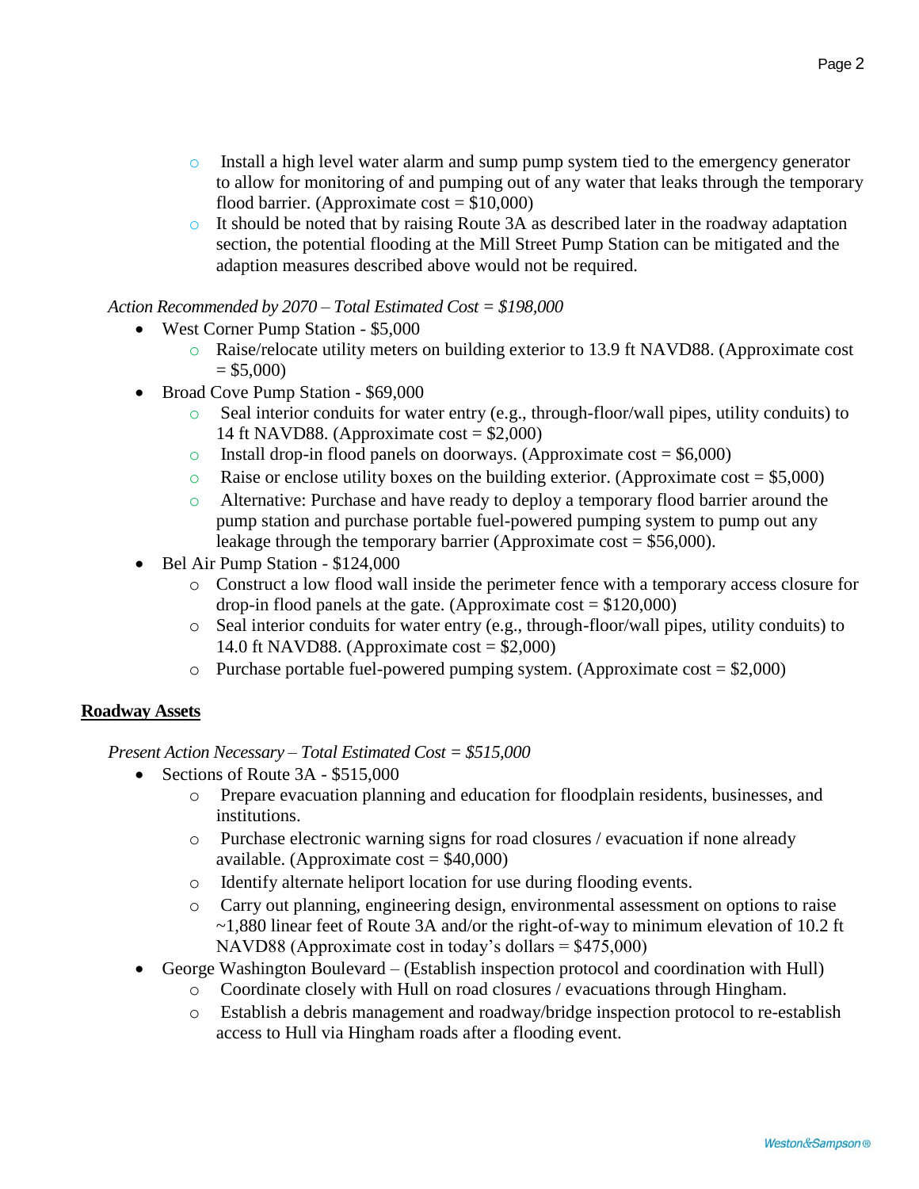- Install a high level water alarm and sump pump system tied to the emergency generator to allow for monitoring of and pumping out of any water that leaks through the temporary flood barrier. (Approximate cost = $10,000)
- It should be noted that by raising Route 3A as described later in the roadway adaptation section, the potential flooding at the Mill Street Pump Station can be mitigated and the adaption measures described above would not be required.

*Action Recommended by 2070 – Total Estimated Cost = $198,000*

- West Corner Pump Station - $5,000
    - Raise/relocate utility meters on building exterior to 13.9 ft NAVD88. (Approximate cost = $5,000)
- Broad Cove Pump Station - $69,000
    - Seal interior conduits for water entry (e.g., through-floor/wall pipes, utility conduits) to 14 ft NAVD88. (Approximate cost = $2,000)
    - Install drop-in flood panels on doorways. (Approximate cost = $6,000)
    - Raise or enclose utility boxes on the building exterior. (Approximate cost = $5,000)
    - Alternative: Purchase and have ready to deploy a temporary flood barrier around the pump station and purchase portable fuel-powered pumping system to pump out any leakage through the temporary barrier (Approximate cost = $56,000).
- Bel Air Pump Station - $124,000
    - Construct a low flood wall inside the perimeter fence with a temporary access closure for drop-in flood panels at the gate. (Approximate cost = $120,000)
    - Seal interior conduits for water entry (e.g., through-floor/wall pipes, utility conduits) to 14.0 ft NAVD88. (Approximate cost = $2,000)
    - Purchase portable fuel-powered pumping system. (Approximate cost = $2,000)

**Roadway Assets**

*Present Action Necessary – Total Estimated Cost = $515,000*

- Sections of Route 3A - $515,000
    - Prepare evacuation planning and education for floodplain residents, businesses, and institutions.
    - Purchase electronic warning signs for road closures / evacuation if none already available. (Approximate cost = $40,000)
    - Identify alternate heliport location for use during flooding events.
    - Carry out planning, engineering design, environmental assessment on options to raise ~1,880 linear feet of Route 3A and/or the right-of-way to minimum elevation of 10.2 ft NAVD88 (Approximate cost in today's dollars = $475,000)
- George Washington Boulevard – (Establish inspection protocol and coordination with Hull)
    - Coordinate closely with Hull on road closures / evacuations through Hingham.
    - Establish a debris management and roadway/bridge inspection protocol to re-establish access to Hull via Hingham roads after a flooding event.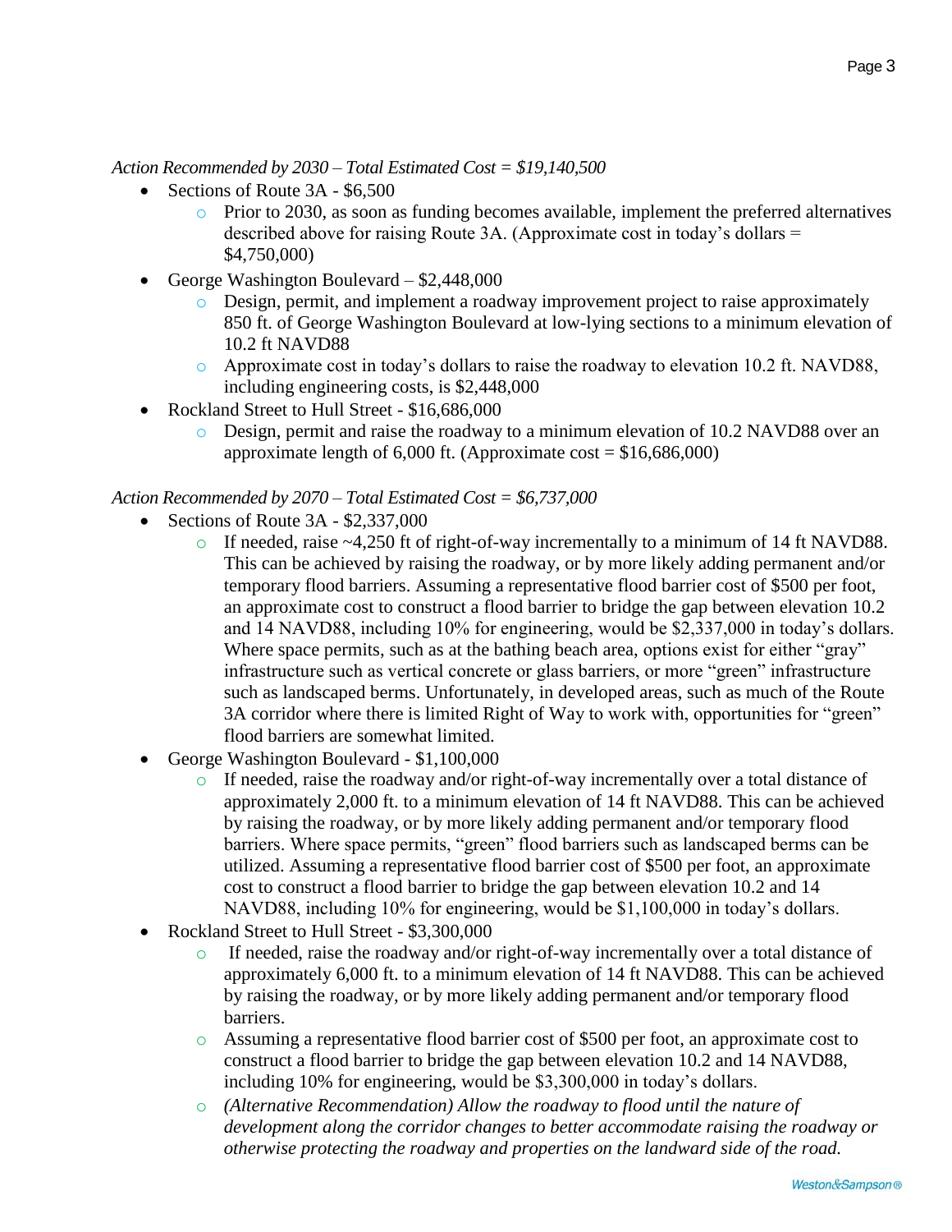*Action Recommended by 2030 – Total Estimated Cost = $19,140,500*

- Sections of Route 3A - $6,500
  - Prior to 2030, as soon as funding becomes available, implement the preferred alternatives described above for raising Route 3A. (Approximate cost in today's dollars = $4,750,000)
- George Washington Boulevard – $2,448,000
  - Design, permit, and implement a roadway improvement project to raise approximately 850 ft. of George Washington Boulevard at low-lying sections to a minimum elevation of 10.2 ft NAVD88
  - Approximate cost in today's dollars to raise the roadway to elevation 10.2 ft. NAVD88, including engineering costs, is $2,448,000
- Rockland Street to Hull Street - $16,686,000
  - Design, permit and raise the roadway to a minimum elevation of 10.2 NAVD88 over an approximate length of 6,000 ft. (Approximate cost = $16,686,000)

*Action Recommended by 2070 – Total Estimated Cost = $6,737,000*

- Sections of Route 3A - $2,337,000
  - If needed, raise ~4,250 ft of right-of-way incrementally to a minimum of 14 ft NAVD88. This can be achieved by raising the roadway, or by more likely adding permanent and/or temporary flood barriers. Assuming a representative flood barrier cost of $500 per foot, an approximate cost to construct a flood barrier to bridge the gap between elevation 10.2 and 14 NAVD88, including 10% for engineering, would be $2,337,000 in today's dollars. Where space permits, such as at the bathing beach area, options exist for either "gray" infrastructure such as vertical concrete or glass barriers, or more "green" infrastructure such as landscaped berms. Unfortunately, in developed areas, such as much of the Route 3A corridor where there is limited Right of Way to work with, opportunities for "green" flood barriers are somewhat limited.
- George Washington Boulevard - $1,100,000
  - If needed, raise the roadway and/or right-of-way incrementally over a total distance of approximately 2,000 ft. to a minimum elevation of 14 ft NAVD88. This can be achieved by raising the roadway, or by more likely adding permanent and/or temporary flood barriers. Where space permits, "green" flood barriers such as landscaped berms can be utilized. Assuming a representative flood barrier cost of $500 per foot, an approximate cost to construct a flood barrier to bridge the gap between elevation 10.2 and 14 NAVD88, including 10% for engineering, would be $1,100,000 in today's dollars.
- Rockland Street to Hull Street - $3,300,000
  - If needed, raise the roadway and/or right-of-way incrementally over a total distance of approximately 6,000 ft. to a minimum elevation of 14 ft NAVD88. This can be achieved by raising the roadway, or by more likely adding permanent and/or temporary flood barriers.
  - Assuming a representative flood barrier cost of $500 per foot, an approximate cost to construct a flood barrier to bridge the gap between elevation 10.2 and 14 NAVD88, including 10% for engineering, would be $3,300,000 in today's dollars.
  - *(Alternative Recommendation) Allow the roadway to flood until the nature of development along the corridor changes to better accommodate raising the roadway or otherwise protecting the roadway and properties on the landward side of the road.*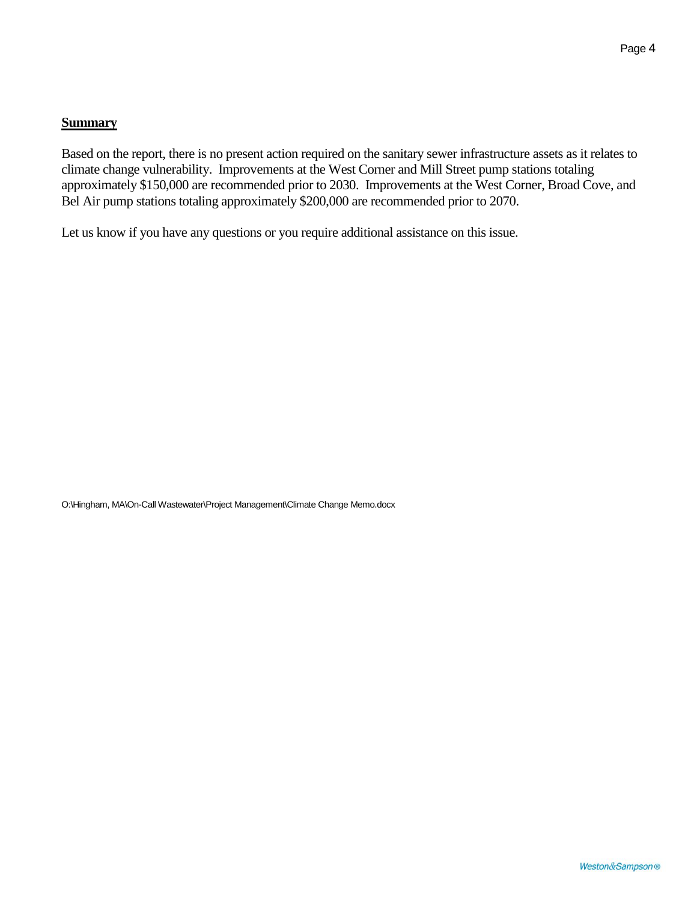**Summary**

Based on the report, there is no present action required on the sanitary sewer infrastructure assets as it relates to climate change vulnerability. Improvements at the West Corner and Mill Street pump stations totaling approximately $150,000 are recommended prior to 2030. Improvements at the West Corner, Broad Cove, and Bel Air pump stations totaling approximately $200,000 are recommended prior to 2070.

Let us know if you have any questions or you require additional assistance on this issue.

O:\Hingham, MA\On-Call Wastewater\Project Management\Climate Change Memo.docx